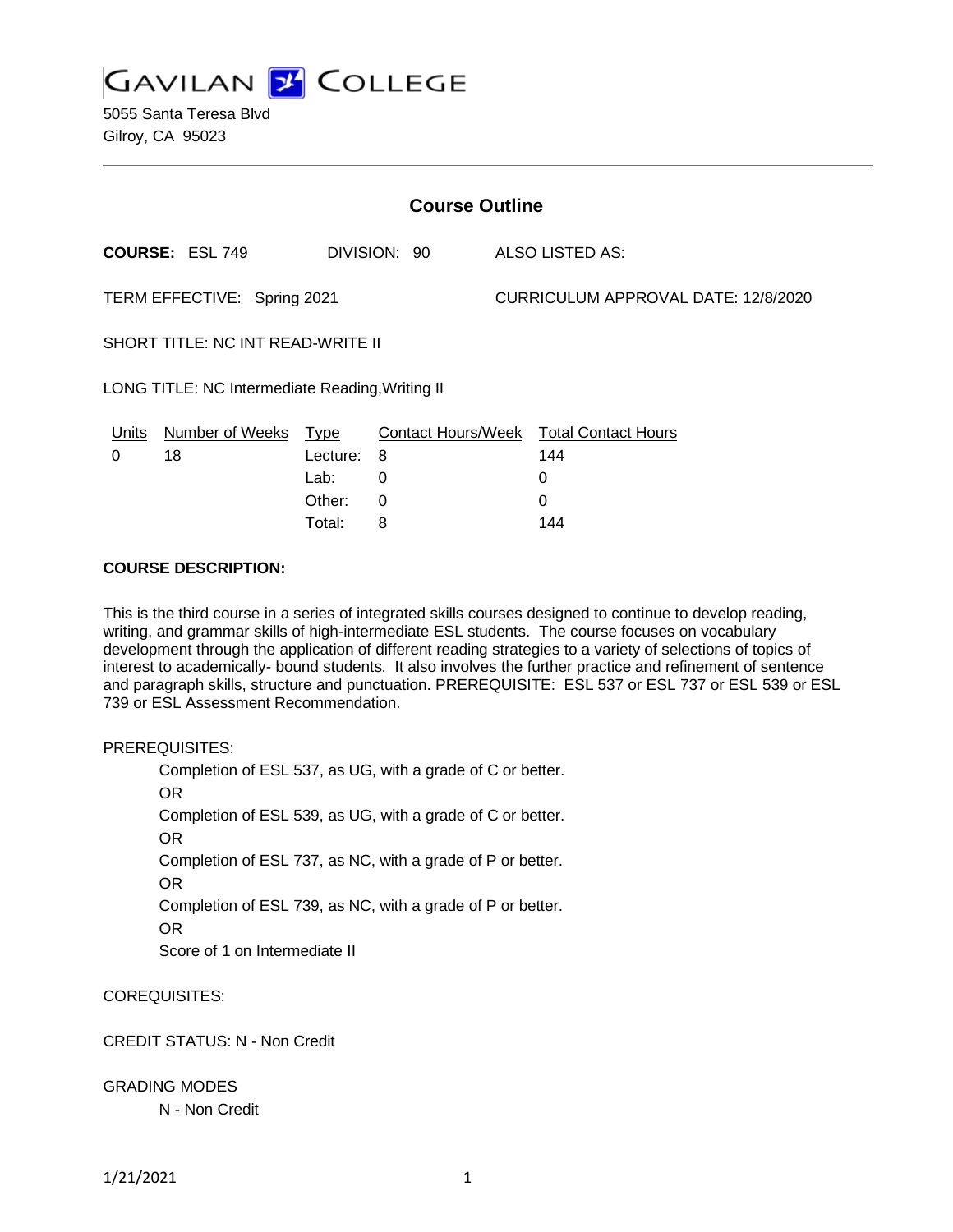# GAVILAN COLLEGE

5055 Santa Teresa Blvd
Gilroy, CA 95023

## Course Outline

**COURSE:** ESL 749 DIVISION: 90 ALSO LISTED AS:

TERM EFFECTIVE: Spring 2021 CURRICULUM APPROVAL DATE: 12/8/2020

SHORT TITLE: NC INT READ-WRITE II

LONG TITLE: NC Intermediate Reading,Writing II

| Units | Number of Weeks | Type | Contact Hours/Week | Total Contact Hours |
|---|---|---|---|---|
| 0 | 18 | Lecture: | 8 | 144 |
| | | Lab: | 0 | 0 |
| | | Other: | 0 | 0 |
| | | Total: | 8 | 144 |

**COURSE DESCRIPTION:**

This is the third course in a series of integrated skills courses designed to continue to develop reading, writing, and grammar skills of high-intermediate ESL students. The course focuses on vocabulary development through the application of different reading strategies to a variety of selections of topics of interest to academically- bound students. It also involves the further practice and refinement of sentence and paragraph skills, structure and punctuation. PREREQUISITE: ESL 537 or ESL 737 or ESL 539 or ESL 739 or ESL Assessment Recommendation.

PREREQUISITES:

Completion of ESL 537, as UG, with a grade of C or better.
OR
Completion of ESL 539, as UG, with a grade of C or better.
OR
Completion of ESL 737, as NC, with a grade of P or better.
OR
Completion of ESL 739, as NC, with a grade of P or better.
OR
Score of 1 on Intermediate II

COREQUISITES:

CREDIT STATUS: N - Non Credit

GRADING MODES

N - Non Credit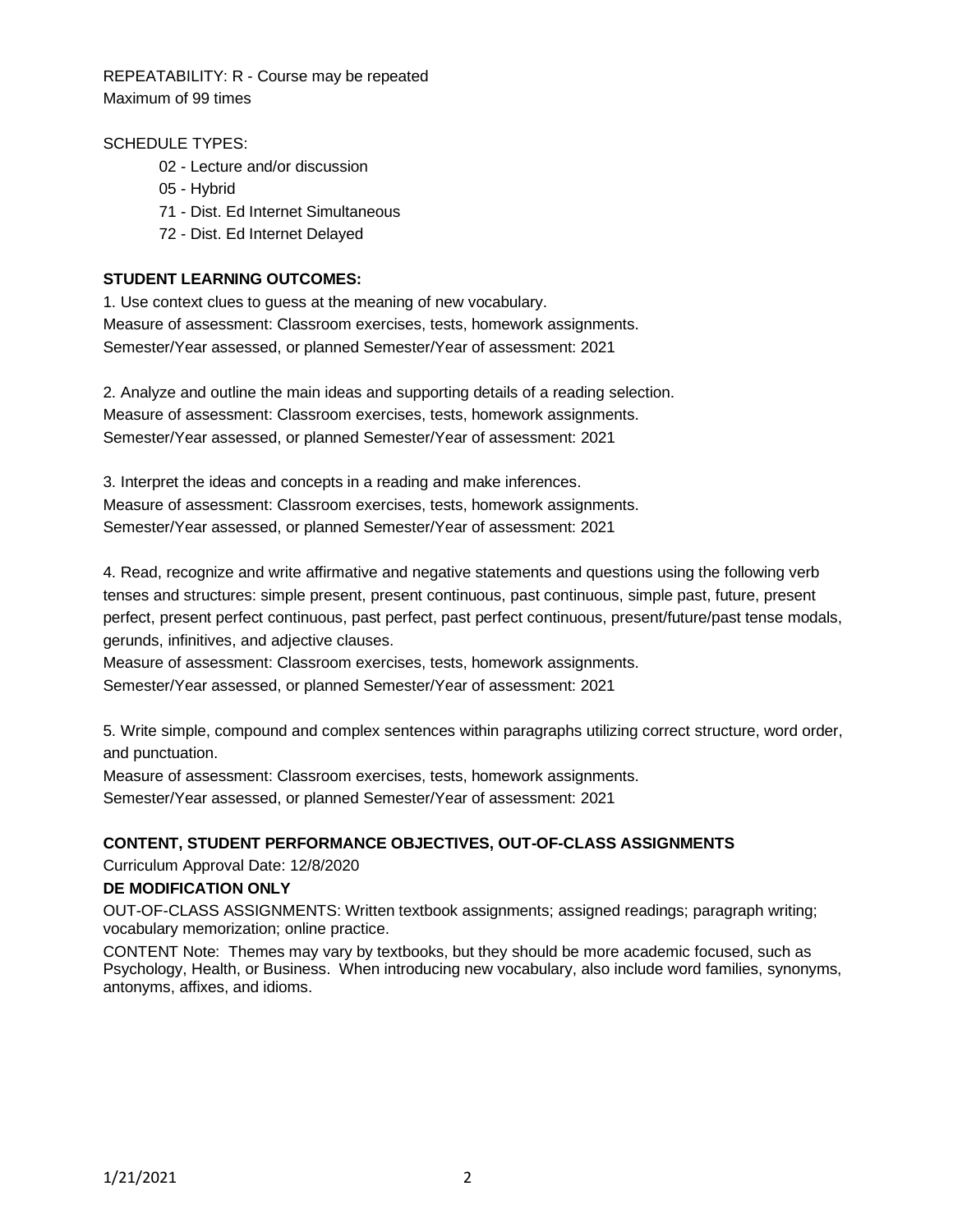REPEATABILITY: R - Course may be repeated
Maximum of 99 times

SCHEDULE TYPES:

- 02 - Lecture and/or discussion
- 05 - Hybrid
- 71 - Dist. Ed Internet Simultaneous
- 72 - Dist. Ed Internet Delayed

**STUDENT LEARNING OUTCOMES:**

1. Use context clues to guess at the meaning of new vocabulary.
Measure of assessment: Classroom exercises, tests, homework assignments.
Semester/Year assessed, or planned Semester/Year of assessment: 2021

2. Analyze and outline the main ideas and supporting details of a reading selection.
Measure of assessment: Classroom exercises, tests, homework assignments.
Semester/Year assessed, or planned Semester/Year of assessment: 2021

3. Interpret the ideas and concepts in a reading and make inferences.
Measure of assessment: Classroom exercises, tests, homework assignments.
Semester/Year assessed, or planned Semester/Year of assessment: 2021

4. Read, recognize and write affirmative and negative statements and questions using the following verb tenses and structures: simple present, present continuous, past continuous, simple past, future, present perfect, present perfect continuous, past perfect, past perfect continuous, present/future/past tense modals, gerunds, infinitives, and adjective clauses.
Measure of assessment: Classroom exercises, tests, homework assignments.
Semester/Year assessed, or planned Semester/Year of assessment: 2021

5. Write simple, compound and complex sentences within paragraphs utilizing correct structure, word order, and punctuation.
Measure of assessment: Classroom exercises, tests, homework assignments.
Semester/Year assessed, or planned Semester/Year of assessment: 2021

**CONTENT, STUDENT PERFORMANCE OBJECTIVES, OUT-OF-CLASS ASSIGNMENTS**

Curriculum Approval Date: 12/8/2020

**DE MODIFICATION ONLY**

OUT-OF-CLASS ASSIGNMENTS: Written textbook assignments; assigned readings; paragraph writing; vocabulary memorization; online practice.

CONTENT Note: Themes may vary by textbooks, but they should be more academic focused, such as Psychology, Health, or Business. When introducing new vocabulary, also include word families, synonyms, antonyms, affixes, and idioms.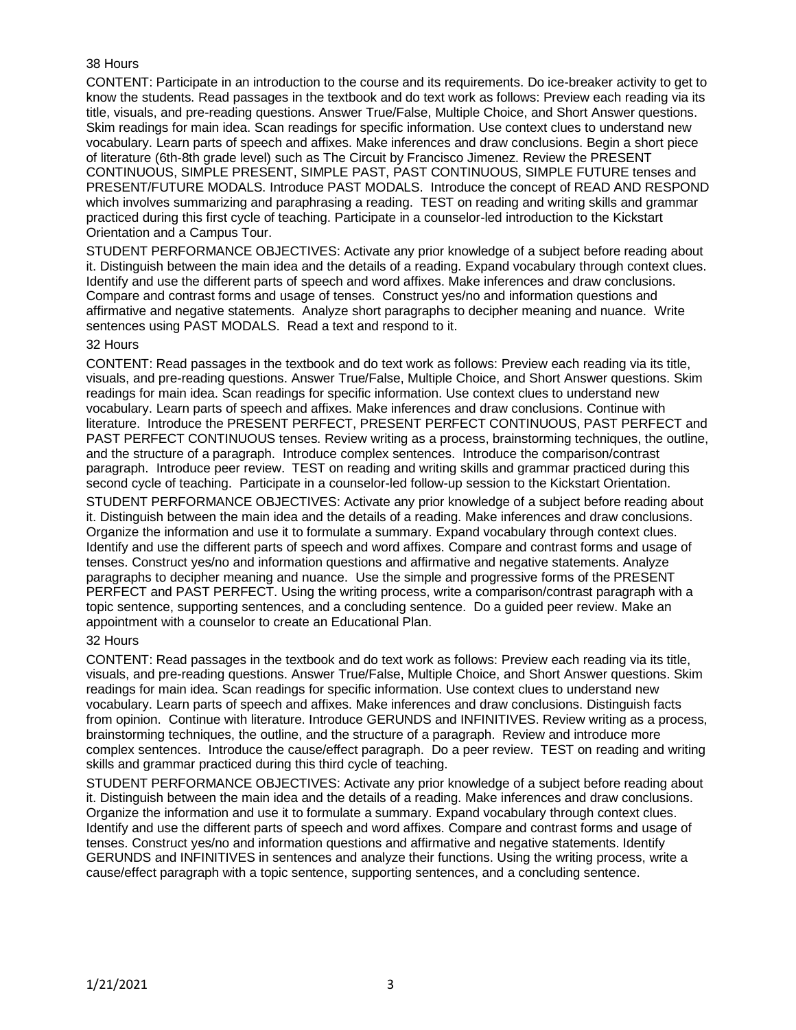38 Hours

CONTENT: Participate in an introduction to the course and its requirements. Do ice-breaker activity to get to know the students. Read passages in the textbook and do text work as follows: Preview each reading via its title, visuals, and pre-reading questions. Answer True/False, Multiple Choice, and Short Answer questions. Skim readings for main idea. Scan readings for specific information. Use context clues to understand new vocabulary. Learn parts of speech and affixes. Make inferences and draw conclusions. Begin a short piece of literature (6th-8th grade level) such as The Circuit by Francisco Jimenez. Review the PRESENT CONTINUOUS, SIMPLE PRESENT, SIMPLE PAST, PAST CONTINUOUS, SIMPLE FUTURE tenses and PRESENT/FUTURE MODALS. Introduce PAST MODALS. Introduce the concept of READ AND RESPOND which involves summarizing and paraphrasing a reading. TEST on reading and writing skills and grammar practiced during this first cycle of teaching. Participate in a counselor-led introduction to the Kickstart Orientation and a Campus Tour.

STUDENT PERFORMANCE OBJECTIVES: Activate any prior knowledge of a subject before reading about it. Distinguish between the main idea and the details of a reading. Expand vocabulary through context clues. Identify and use the different parts of speech and word affixes. Make inferences and draw conclusions. Compare and contrast forms and usage of tenses. Construct yes/no and information questions and affirmative and negative statements. Analyze short paragraphs to decipher meaning and nuance. Write sentences using PAST MODALS. Read a text and respond to it.

32 Hours

CONTENT: Read passages in the textbook and do text work as follows: Preview each reading via its title, visuals, and pre-reading questions. Answer True/False, Multiple Choice, and Short Answer questions. Skim readings for main idea. Scan readings for specific information. Use context clues to understand new vocabulary. Learn parts of speech and affixes. Make inferences and draw conclusions. Continue with literature. Introduce the PRESENT PERFECT, PRESENT PERFECT CONTINUOUS, PAST PERFECT and PAST PERFECT CONTINUOUS tenses. Review writing as a process, brainstorming techniques, the outline, and the structure of a paragraph. Introduce complex sentences. Introduce the comparison/contrast paragraph. Introduce peer review. TEST on reading and writing skills and grammar practiced during this second cycle of teaching. Participate in a counselor-led follow-up session to the Kickstart Orientation.

STUDENT PERFORMANCE OBJECTIVES: Activate any prior knowledge of a subject before reading about it. Distinguish between the main idea and the details of a reading. Make inferences and draw conclusions. Organize the information and use it to formulate a summary. Expand vocabulary through context clues. Identify and use the different parts of speech and word affixes. Compare and contrast forms and usage of tenses. Construct yes/no and information questions and affirmative and negative statements. Analyze paragraphs to decipher meaning and nuance. Use the simple and progressive forms of the PRESENT PERFECT and PAST PERFECT. Using the writing process, write a comparison/contrast paragraph with a topic sentence, supporting sentences, and a concluding sentence. Do a guided peer review. Make an appointment with a counselor to create an Educational Plan.

32 Hours

CONTENT: Read passages in the textbook and do text work as follows: Preview each reading via its title, visuals, and pre-reading questions. Answer True/False, Multiple Choice, and Short Answer questions. Skim readings for main idea. Scan readings for specific information. Use context clues to understand new vocabulary. Learn parts of speech and affixes. Make inferences and draw conclusions. Distinguish facts from opinion. Continue with literature. Introduce GERUNDS and INFINITIVES. Review writing as a process, brainstorming techniques, the outline, and the structure of a paragraph. Review and introduce more complex sentences. Introduce the cause/effect paragraph. Do a peer review. TEST on reading and writing skills and grammar practiced during this third cycle of teaching.

STUDENT PERFORMANCE OBJECTIVES: Activate any prior knowledge of a subject before reading about it. Distinguish between the main idea and the details of a reading. Make inferences and draw conclusions. Organize the information and use it to formulate a summary. Expand vocabulary through context clues. Identify and use the different parts of speech and word affixes. Compare and contrast forms and usage of tenses. Construct yes/no and information questions and affirmative and negative statements. Identify GERUNDS and INFINITIVES in sentences and analyze their functions. Using the writing process, write a cause/effect paragraph with a topic sentence, supporting sentences, and a concluding sentence.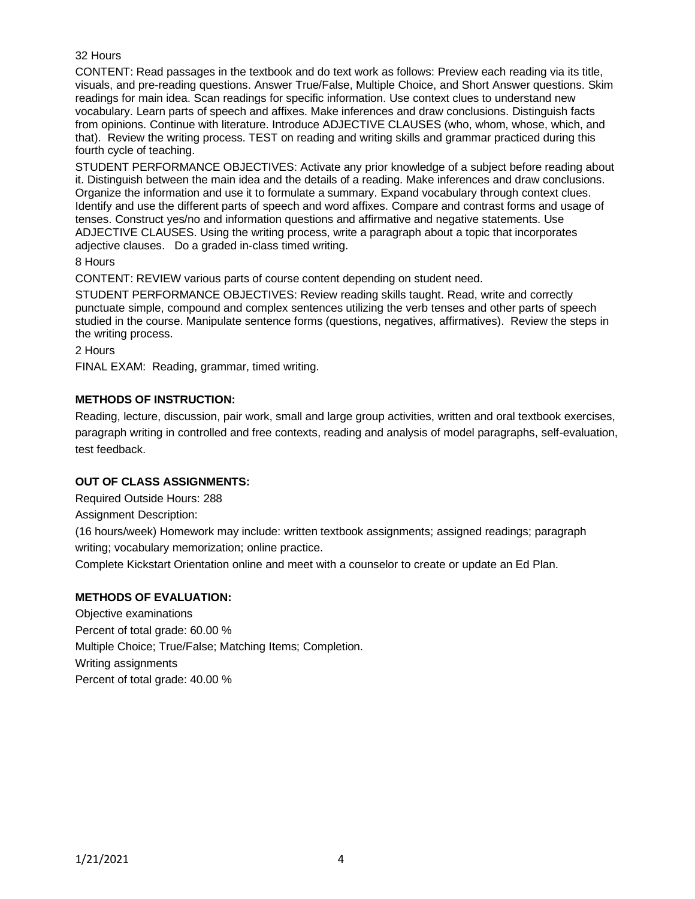32 Hours

CONTENT: Read passages in the textbook and do text work as follows: Preview each reading via its title, visuals, and pre-reading questions. Answer True/False, Multiple Choice, and Short Answer questions. Skim readings for main idea. Scan readings for specific information. Use context clues to understand new vocabulary. Learn parts of speech and affixes. Make inferences and draw conclusions. Distinguish facts from opinions. Continue with literature. Introduce ADJECTIVE CLAUSES (who, whom, whose, which, and that). Review the writing process. TEST on reading and writing skills and grammar practiced during this fourth cycle of teaching.

STUDENT PERFORMANCE OBJECTIVES: Activate any prior knowledge of a subject before reading about it. Distinguish between the main idea and the details of a reading. Make inferences and draw conclusions. Organize the information and use it to formulate a summary. Expand vocabulary through context clues. Identify and use the different parts of speech and word affixes. Compare and contrast forms and usage of tenses. Construct yes/no and information questions and affirmative and negative statements. Use ADJECTIVE CLAUSES. Using the writing process, write a paragraph about a topic that incorporates adjective clauses. Do a graded in-class timed writing.

8 Hours

CONTENT: REVIEW various parts of course content depending on student need.

STUDENT PERFORMANCE OBJECTIVES: Review reading skills taught. Read, write and correctly punctuate simple, compound and complex sentences utilizing the verb tenses and other parts of speech studied in the course. Manipulate sentence forms (questions, negatives, affirmatives). Review the steps in the writing process.

2 Hours

FINAL EXAM: Reading, grammar, timed writing.

**METHODS OF INSTRUCTION:**

Reading, lecture, discussion, pair work, small and large group activities, written and oral textbook exercises, paragraph writing in controlled and free contexts, reading and analysis of model paragraphs, self-evaluation, test feedback.

**OUT OF CLASS ASSIGNMENTS:**

Required Outside Hours: 288

Assignment Description:

(16 hours/week) Homework may include: written textbook assignments; assigned readings; paragraph writing; vocabulary memorization; online practice.

Complete Kickstart Orientation online and meet with a counselor to create or update an Ed Plan.

**METHODS OF EVALUATION:**

Objective examinations

Percent of total grade: 60.00 %

Multiple Choice; True/False; Matching Items; Completion.

Writing assignments

Percent of total grade: 40.00 %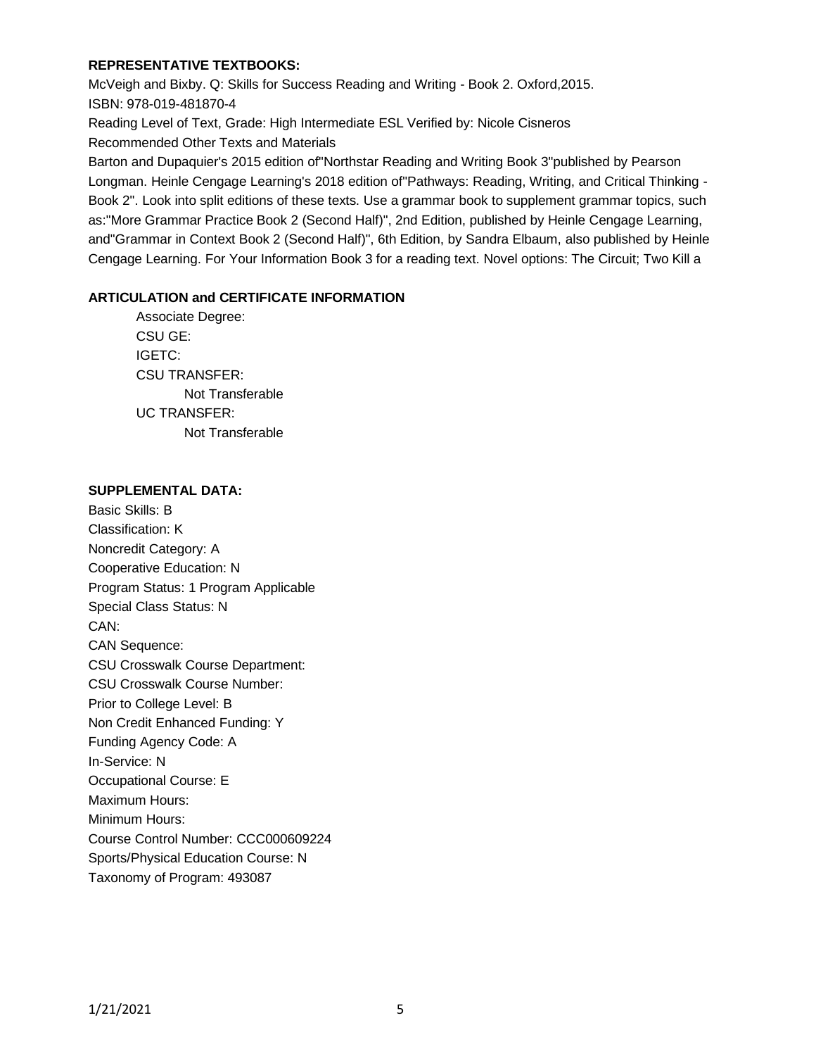**REPRESENTATIVE TEXTBOOKS:**

McVeigh and Bixby. Q: Skills for Success Reading and Writing - Book 2. Oxford,2015.
ISBN: 978-019-481870-4
Reading Level of Text, Grade: High Intermediate ESL Verified by: Nicole Cisneros
Recommended Other Texts and Materials
Barton and Dupaquier's 2015 edition of"Northstar Reading and Writing Book 3"published by Pearson Longman. Heinle Cengage Learning's 2018 edition of"Pathways: Reading, Writing, and Critical Thinking - Book 2". Look into split editions of these texts. Use a grammar book to supplement grammar topics, such as:"More Grammar Practice Book 2 (Second Half)", 2nd Edition, published by Heinle Cengage Learning, and"Grammar in Context Book 2 (Second Half)", 6th Edition, by Sandra Elbaum, also published by Heinle Cengage Learning. For Your Information Book 3 for a reading text. Novel options: The Circuit; Two Kill a

**ARTICULATION and CERTIFICATE INFORMATION**

Associate Degree:
CSU GE:
IGETC:
CSU TRANSFER:
Not Transferable
UC TRANSFER:
Not Transferable

**SUPPLEMENTAL DATA:**

Basic Skills: B
Classification: K
Noncredit Category: A
Cooperative Education: N
Program Status: 1 Program Applicable
Special Class Status: N
CAN:
CAN Sequence:
CSU Crosswalk Course Department:
CSU Crosswalk Course Number:
Prior to College Level: B
Non Credit Enhanced Funding: Y
Funding Agency Code: A
In-Service: N
Occupational Course: E
Maximum Hours:
Minimum Hours:
Course Control Number: CCC000609224
Sports/Physical Education Course: N
Taxonomy of Program: 493087